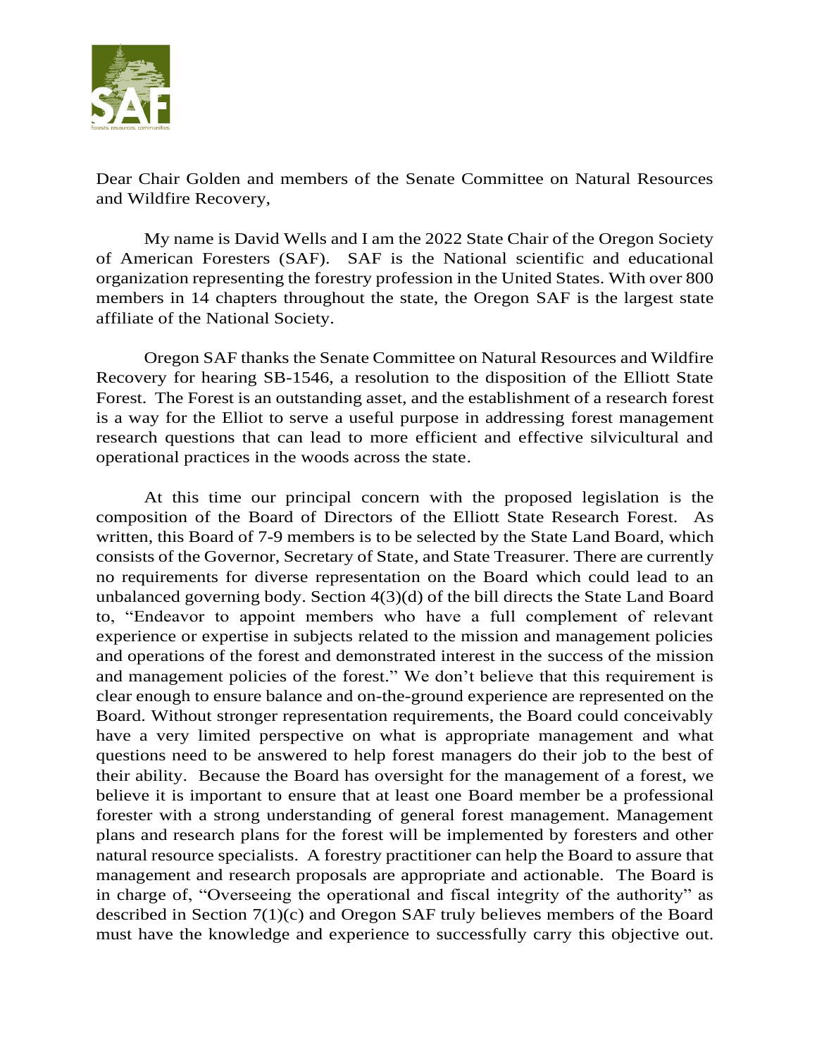Dear Chair Golden and members of the Senate Committee on Natural Resources and Wildfire Recovery,

My name is David Wells and I am the 2022 State Chair of the Oregon Society of American Foresters (SAF). SAF is the National scientific and educational organization representing the forestry profession in the United States. With over 800 members in 14 chapters throughout the state, the Oregon SAF is the largest state affiliate of the National Society.

Oregon SAF thanks the Senate Committee on Natural Resources and Wildfire Recovery for hearing SB-1546, a resolution to the disposition of the Elliott State Forest. The Forest is an outstanding asset, and the establishment of a research forest is a way for the Elliot to serve a useful purpose in addressing forest management research questions that can lead to more efficient and effective silvicultural and operational practices in the woods across the state.

At this time our principal concern with the proposed legislation is the composition of the Board of Directors of the Elliott State Research Forest. As written, this Board of 7-9 members is to be selected by the State Land Board, which consists of the Governor, Secretary of State, and State Treasurer. There are currently no requirements for diverse representation on the Board which could lead to an unbalanced governing body. Section 4(3)(d) of the bill directs the State Land Board to, "Endeavor to appoint members who have a full complement of relevant experience or expertise in subjects related to the mission and management policies and operations of the forest and demonstrated interest in the success of the mission and management policies of the forest." We don't believe that this requirement is clear enough to ensure balance and on-the-ground experience are represented on the Board. Without stronger representation requirements, the Board could conceivably have a very limited perspective on what is appropriate management and what questions need to be answered to help forest managers do their job to the best of their ability. Because the Board has oversight for the management of a forest, we believe it is important to ensure that at least one Board member be a professional forester with a strong understanding of general forest management. Management plans and research plans for the forest will be implemented by foresters and other natural resource specialists. A forestry practitioner can help the Board to assure that management and research proposals are appropriate and actionable. The Board is in charge of, "Overseeing the operational and fiscal integrity of the authority" as described in Section 7(1)(c) and Oregon SAF truly believes members of the Board must have the knowledge and experience to successfully carry this objective out.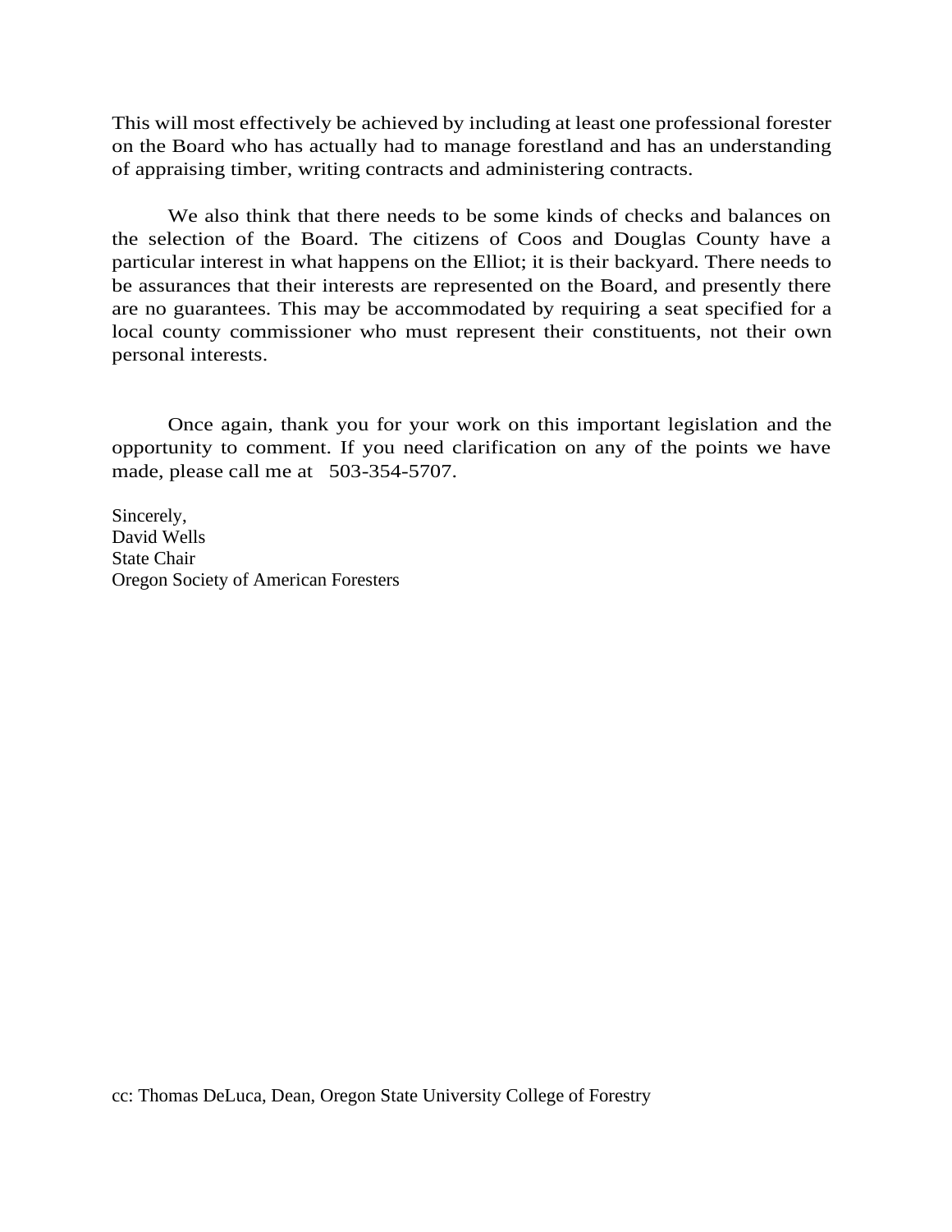This will most effectively be achieved by including at least one professional forester on the Board who has actually had to manage forestland and has an understanding of appraising timber, writing contracts and administering contracts.

We also think that there needs to be some kinds of checks and balances on the selection of the Board. The citizens of Coos and Douglas County have a particular interest in what happens on the Elliot; it is their backyard. There needs to be assurances that their interests are represented on the Board, and presently there are no guarantees. This may be accommodated by requiring a seat specified for a local county commissioner who must represent their constituents, not their own personal interests.

Once again, thank you for your work on this important legislation and the opportunity to comment. If you need clarification on any of the points we have made, please call me at 503-354-5707.

Sincerely,
David Wells
State Chair
Oregon Society of American Foresters

cc: Thomas DeLuca, Dean, Oregon State University College of Forestry